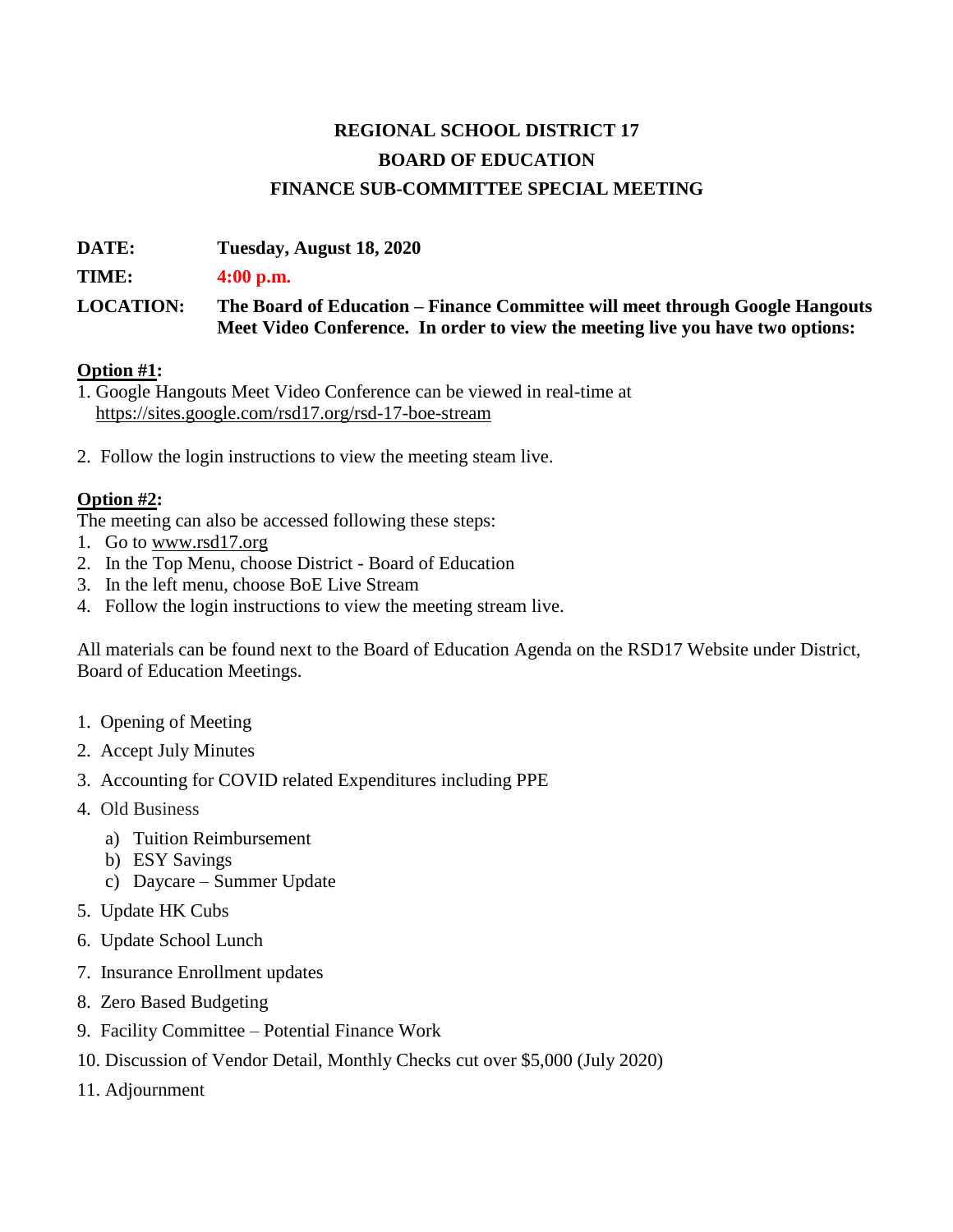# REGIONAL SCHOOL DISTRICT 17

## BOARD OF EDUCATION

## FINANCE SUB-COMMITTEE SPECIAL MEETING

**DATE:** **Tuesday, August 18, 2020**

**TIME:** **4:00 p.m.**

**LOCATION:** **The Board of Education – Finance Committee will meet through Google Hangouts Meet Video Conference. In order to view the meeting live you have two options:**

**Option #1:**

1. Google Hangouts Meet Video Conference can be viewed in real-time at https://sites.google.com/rsd17.org/rsd-17-boe-stream
2. Follow the login instructions to view the meeting steam live.

**Option #2:**

The meeting can also be accessed following these steps:

1. Go to www.rsd17.org
2. In the Top Menu, choose District - Board of Education
3. In the left menu, choose BoE Live Stream
4. Follow the login instructions to view the meeting stream live.

All materials can be found next to the Board of Education Agenda on the RSD17 Website under District, Board of Education Meetings.

1. Opening of Meeting
2. Accept July Minutes
3. Accounting for COVID related Expenditures including PPE
4. Old Business
   a) Tuition Reimbursement
   b) ESY Savings
   c) Daycare – Summer Update
5. Update HK Cubs
6. Update School Lunch
7. Insurance Enrollment updates
8. Zero Based Budgeting
9. Facility Committee – Potential Finance Work
10. Discussion of Vendor Detail, Monthly Checks cut over $5,000 (July 2020)
11. Adjournment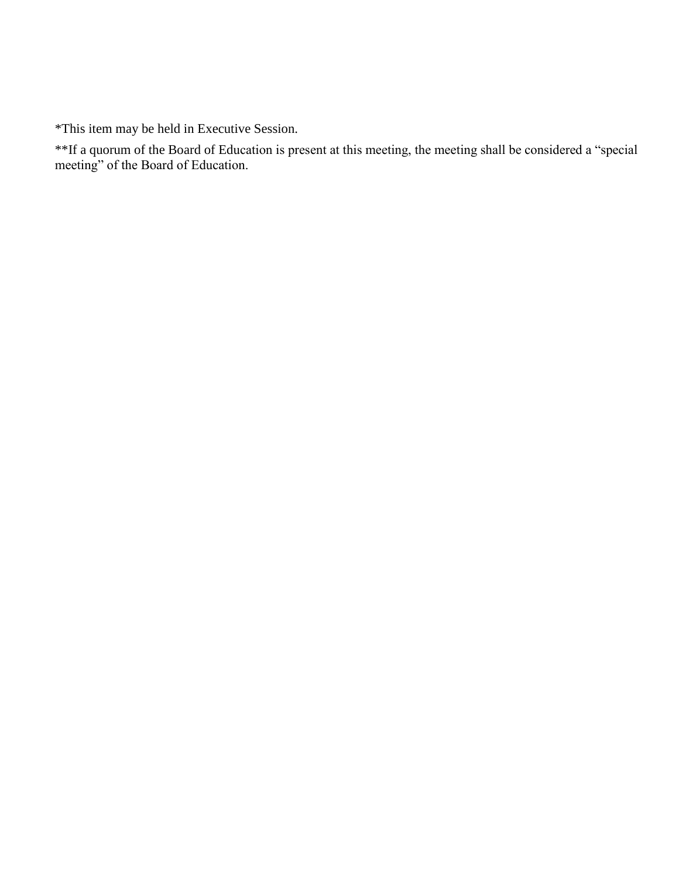*This item may be held in Executive Session.

**If a quorum of the Board of Education is present at this meeting, the meeting shall be considered a "special meeting" of the Board of Education.